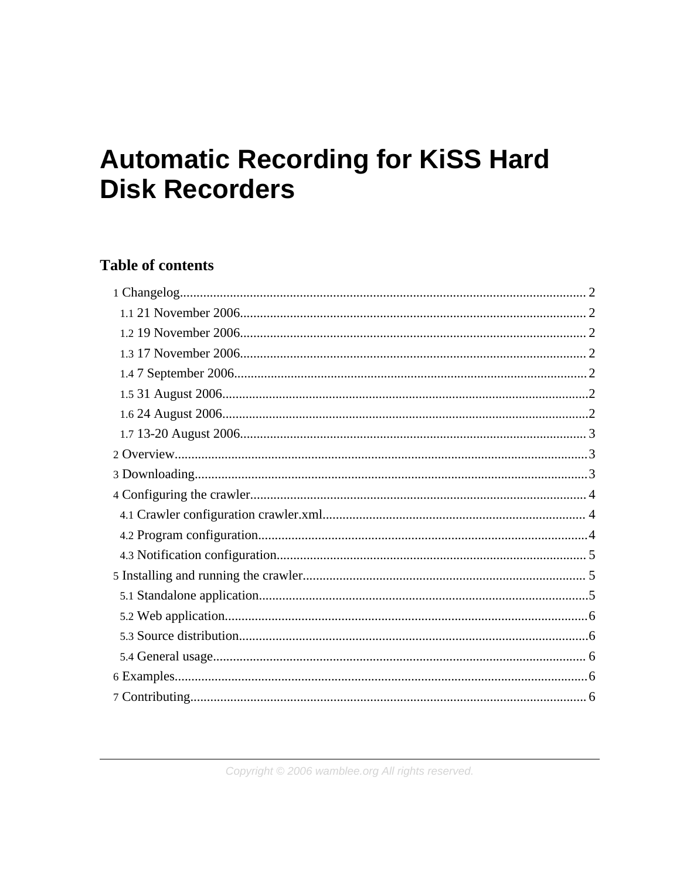# Automatic Recording for KiSS Hard Disk Recorders

## Table of contents

1 Changelog............................................................................................................................2

- 1.1 21 November 2006........................................................................................................2
- 1.2 19 November 2006........................................................................................................2
- 1.3 17 November 2006........................................................................................................2
- 1.4 7 September 2006..........................................................................................................2
- 1.5 31 August 2006..............................................................................................................2
- 1.6 24 August 2006..............................................................................................................2
- 1.7 13-20 August 2006.........................................................................................................3

2 Overview..............................................................................................................................3

3 Downloading.........................................................................................................................3

4 Configuring the crawler.......................................................................................................4

- 4.1 Crawler configuration crawler.xml................................................................................4
- 4.2 Program configuration....................................................................................................4
- 4.3 Notification configuration..............................................................................................5

5 Installing and running the crawler......................................................................................5

- 5.1 Standalone application....................................................................................................5
- 5.2 Web application..............................................................................................................6
- 5.3 Source distribution..........................................................................................................6
- 5.4 General usage.................................................................................................................6

6 Examples..............................................................................................................................6

7 Contributing..........................................................................................................................6

Copyright © 2006 wamblee.org All rights reserved.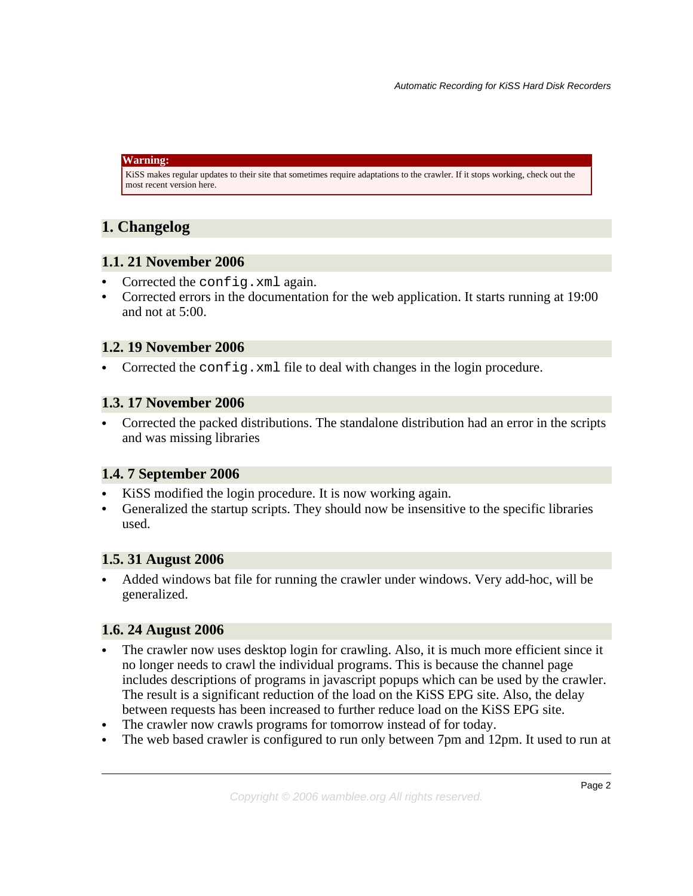**Warning:**
KiSS makes regular updates to their site that sometimes require adaptations to the crawler. If it stops working, check out the most recent version here.

# 1. Changelog

## 1.1. 21 November 2006

- Corrected the `config.xml` again.
- Corrected errors in the documentation for the web application. It starts running at 19:00 and not at 5:00.

## 1.2. 19 November 2006

- Corrected the `config.xml` file to deal with changes in the login procedure.

## 1.3. 17 November 2006

- Corrected the packed distributions. The standalone distribution had an error in the scripts and was missing libraries

## 1.4. 7 September 2006

- KiSS modified the login procedure. It is now working again.
- Generalized the startup scripts. They should now be insensitive to the specific libraries used.

## 1.5. 31 August 2006

- Added windows bat file for running the crawler under windows. Very add-hoc, will be generalized.

## 1.6. 24 August 2006

- The crawler now uses desktop login for crawling. Also, it is much more efficient since it no longer needs to crawl the individual programs. This is because the channel page includes descriptions of programs in javascript popups which can be used by the crawler. The result is a significant reduction of the load on the KiSS EPG site. Also, the delay between requests has been increased to further reduce load on the KiSS EPG site.
- The crawler now crawls programs for tomorrow instead of for today.
- The web based crawler is configured to run only between 7pm and 12pm. It used to run at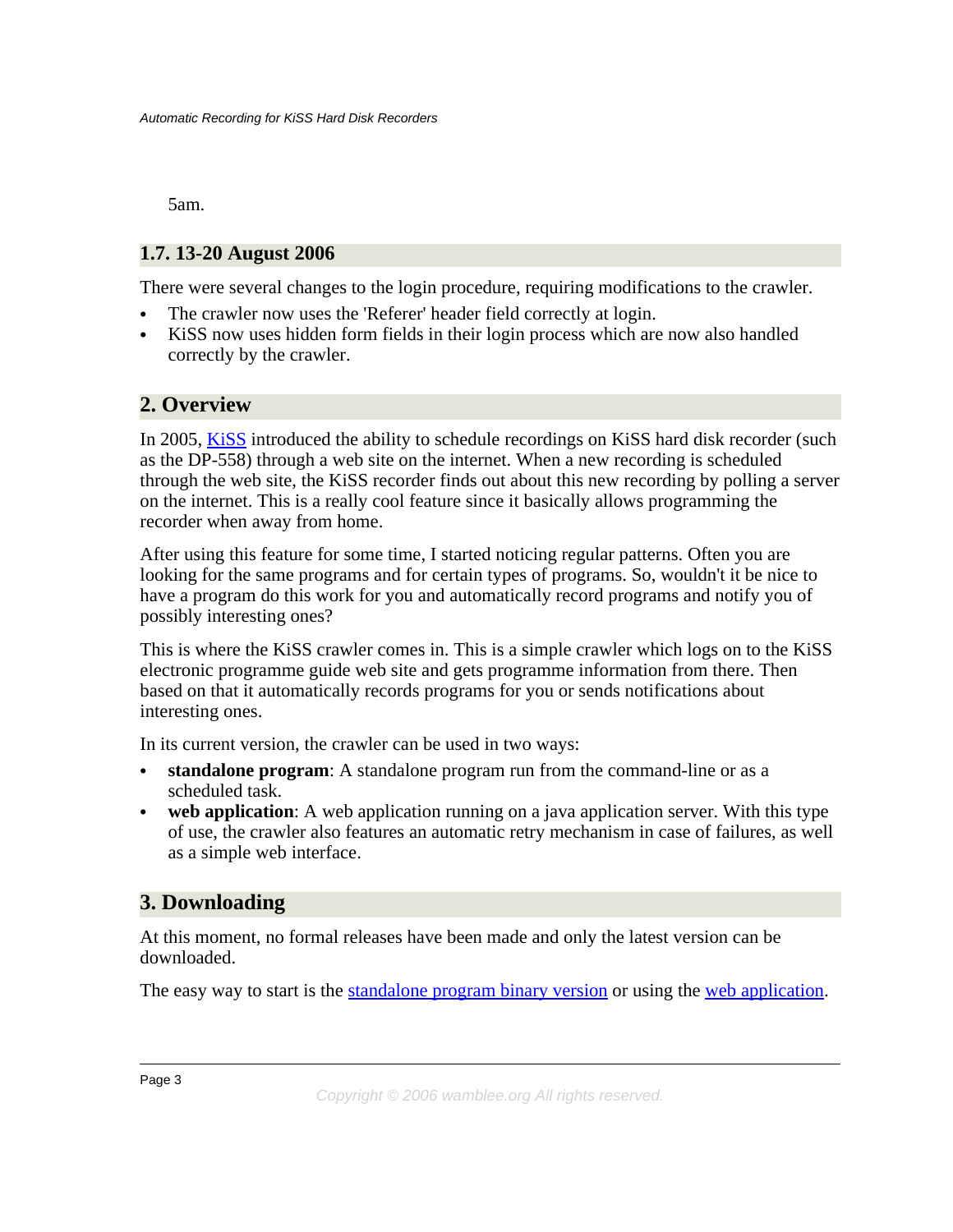5am.

## 1.7. 13-20 August 2006

There were several changes to the login procedure, requiring modifications to the crawler.

- The crawler now uses the 'Referer' header field correctly at login.
- KiSS now uses hidden form fields in their login process which are now also handled correctly by the crawler.

# 2. Overview

In 2005, KiSS introduced the ability to schedule recordings on KiSS hard disk recorder (such as the DP-558) through a web site on the internet. When a new recording is scheduled through the web site, the KiSS recorder finds out about this new recording by polling a server on the internet. This is a really cool feature since it basically allows programming the recorder when away from home.

After using this feature for some time, I started noticing regular patterns. Often you are looking for the same programs and for certain types of programs. So, wouldn't it be nice to have a program do this work for you and automatically record programs and notify you of possibly interesting ones?

This is where the KiSS crawler comes in. This is a simple crawler which logs on to the KiSS electronic programme guide web site and gets programme information from there. Then based on that it automatically records programs for you or sends notifications about interesting ones.

In its current version, the crawler can be used in two ways:

- **standalone program**: A standalone program run from the command-line or as a scheduled task.
- **web application**: A web application running on a java application server. With this type of use, the crawler also features an automatic retry mechanism in case of failures, as well as a simple web interface.

# 3. Downloading

At this moment, no formal releases have been made and only the latest version can be downloaded.

The easy way to start is the standalone program binary version or using the web application.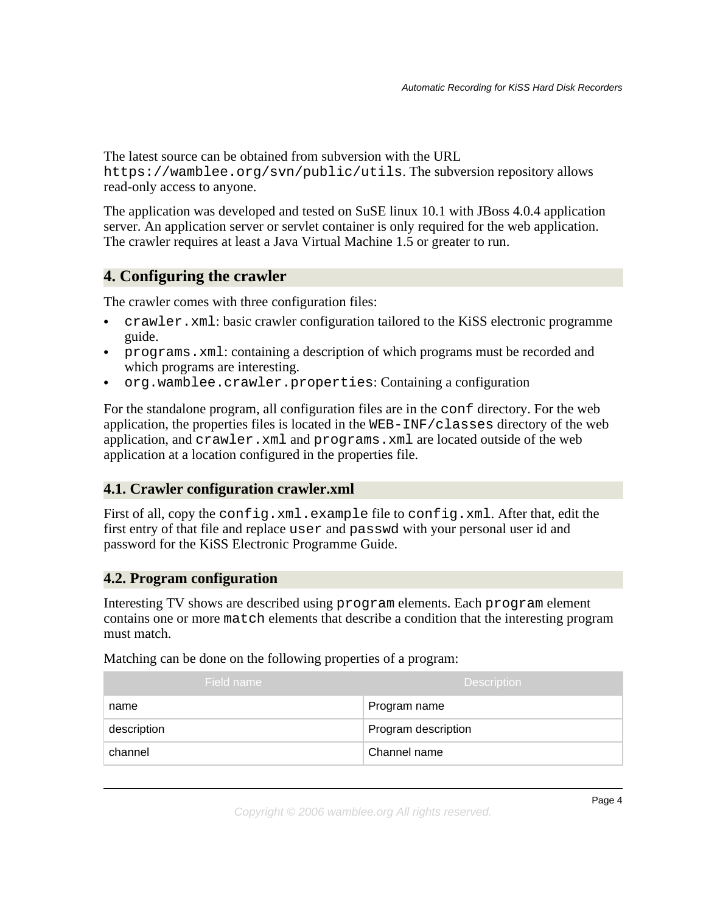The latest source can be obtained from subversion with the URL `https://wamblee.org/svn/public/utils`. The subversion repository allows read-only access to anyone.

The application was developed and tested on SuSE linux 10.1 with JBoss 4.0.4 application server. An application server or servlet container is only required for the web application. The crawler requires at least a Java Virtual Machine 1.5 or greater to run.

## 4. Configuring the crawler

The crawler comes with three configuration files:

- `crawler.xml`: basic crawler configuration tailored to the KiSS electronic programme guide.
- `programs.xml`: containing a description of which programs must be recorded and which programs are interesting.
- `org.wamblee.crawler.properties`: Containing a configuration

For the standalone program, all configuration files are in the `conf` directory. For the web application, the properties files is located in the `WEB-INF/classes` directory of the web application, and `crawler.xml` and `programs.xml` are located outside of the web application at a location configured in the properties file.

### 4.1. Crawler configuration crawler.xml

First of all, copy the `config.xml.example` file to `config.xml`. After that, edit the first entry of that file and replace `user` and `passwd` with your personal user id and password for the KiSS Electronic Programme Guide.

### 4.2. Program configuration

Interesting TV shows are described using `program` elements. Each `program` element contains one or more `match` elements that describe a condition that the interesting program must match.

Matching can be done on the following properties of a program:

| Field name | Description |
| --- | --- |
| name | Program name |
| description | Program description |
| channel | Channel name |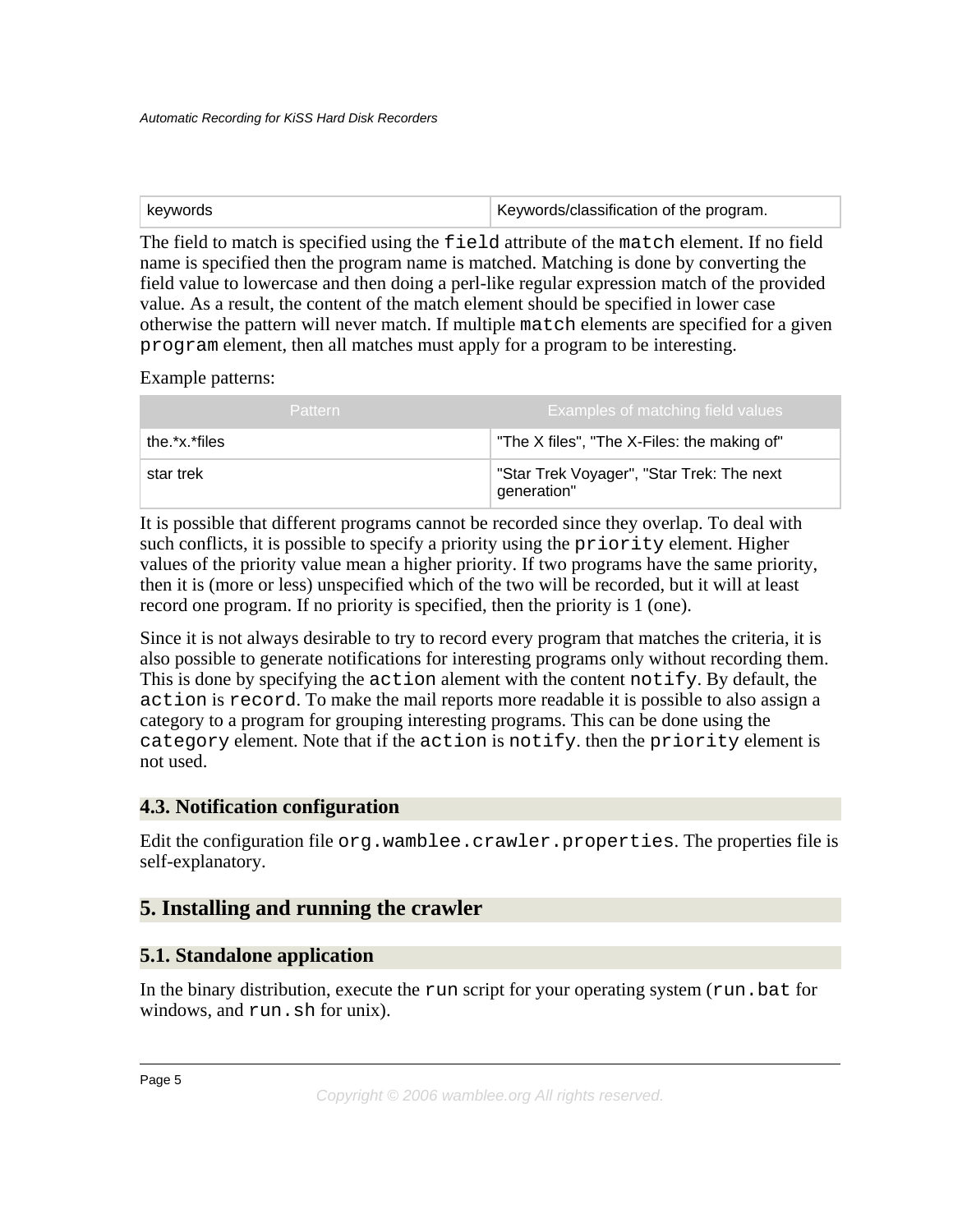| keywords | Keywords/classification of the program. |
| --- | --- |

The field to match is specified using the `field` attribute of the `match` element. If no field name is specified then the program name is matched. Matching is done by converting the field value to lowercase and then doing a perl-like regular expression match of the provided value. As a result, the content of the match element should be specified in lower case otherwise the pattern will never match. If multiple `match` elements are specified for a given `program` element, then all matches must apply for a program to be interesting.

Example patterns:

| Pattern | Examples of matching field values |
| --- | --- |
| the.*x.*files | "The X files", "The X-Files: the making of" |
| star trek | "Star Trek Voyager", "Star Trek: The next generation" |

It is possible that different programs cannot be recorded since they overlap. To deal with such conflicts, it is possible to specify a priority using the `priority` element. Higher values of the priority value mean a higher priority. If two programs have the same priority, then it is (more or less) unspecified which of the two will be recorded, but it will at least record one program. If no priority is specified, then the priority is 1 (one).

Since it is not always desirable to try to record every program that matches the criteria, it is also possible to generate notifications for interesting programs only without recording them. This is done by specifying the `action` alement with the content `notify`. By default, the `action` is `record`. To make the mail reports more readable it is possible to also assign a category to a program for grouping interesting programs. This can be done using the `category` element. Note that if the `action` is `notify`. then the `priority` element is not used.

### 4.3. Notification configuration

Edit the configuration file `org.wamblee.crawler.properties`. The properties file is self-explanatory.

## 5. Installing and running the crawler

### 5.1. Standalone application

In the binary distribution, execute the `run` script for your operating system (`run.bat` for windows, and `run.sh` for unix).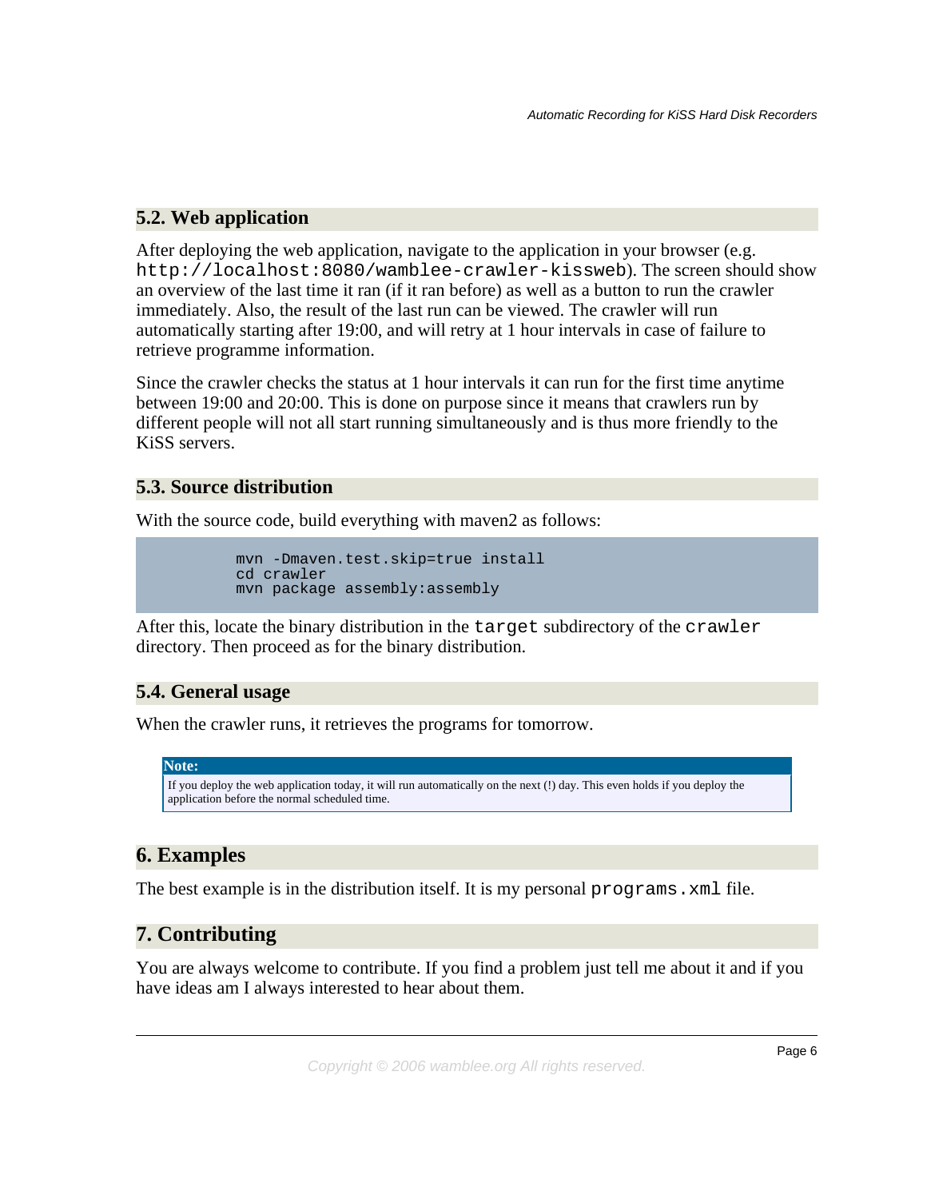## 5.2. Web application

After deploying the web application, navigate to the application in your browser (e.g. `http://localhost:8080/wamblee-crawler-kissweb`). The screen should show an overview of the last time it ran (if it ran before) as well as a button to run the crawler immediately. Also, the result of the last run can be viewed. The crawler will run automatically starting after 19:00, and will retry at 1 hour intervals in case of failure to retrieve programme information.

Since the crawler checks the status at 1 hour intervals it can run for the first time anytime between 19:00 and 20:00. This is done on purpose since it means that crawlers run by different people will not all start running simultaneously and is thus more friendly to the KiSS servers.

## 5.3. Source distribution

With the source code, build everything with maven2 as follows:

```
mvn -Dmaven.test.skip=true install
cd crawler
mvn package assembly:assembly
```

After this, locate the binary distribution in the `target` subdirectory of the `crawler` directory. Then proceed as for the binary distribution.

## 5.4. General usage

When the crawler runs, it retrieves the programs for tomorrow.

> **Note:**
> If you deploy the web application today, it will run automatically on the next (!) day. This even holds if you deploy the application before the normal scheduled time.

# 6. Examples

The best example is in the distribution itself. It is my personal `programs.xml` file.

# 7. Contributing

You are always welcome to contribute. If you find a problem just tell me about it and if you have ideas am I always interested to hear about them.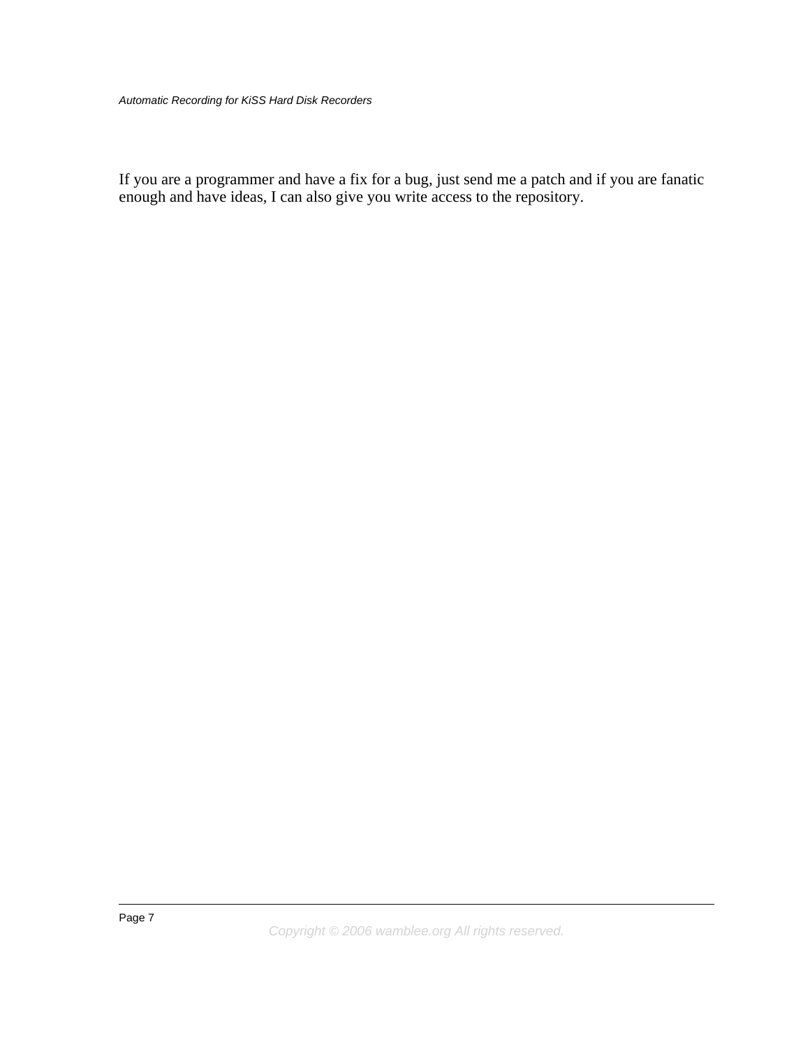If you are a programmer and have a fix for a bug, just send me a patch and if you are fanatic enough and have ideas, I can also give you write access to the repository.